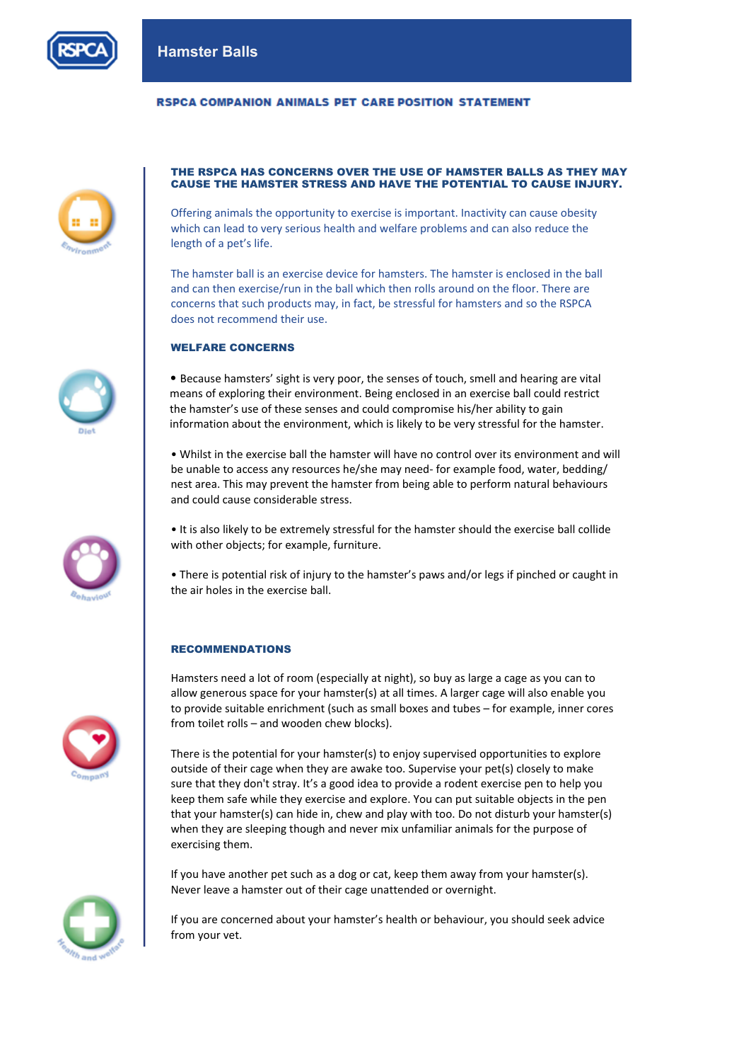# Hamster Balls

**RSPCA COMPANION ANIMALS PET CARE POSITION STATEMENT**

## THE RSPCA HAS CONCERNS OVER THE USE OF HAMSTER BALLS AS THEY MAY CAUSE THE HAMSTER STRESS AND HAVE THE POTENTIAL TO CAUSE INJURY.

Offering animals the opportunity to exercise is important. Inactivity can cause obesity which can lead to very serious health and welfare problems and can also reduce the length of a pet's life.

The hamster ball is an exercise device for hamsters. The hamster is enclosed in the ball and can then exercise/run in the ball which then rolls around on the floor. There are concerns that such products may, in fact, be stressful for hamsters and so the RSPCA does not recommend their use.

### WELFARE CONCERNS

- Because hamsters' sight is very poor, the senses of touch, smell and hearing are vital means of exploring their environment. Being enclosed in an exercise ball could restrict the hamster's use of these senses and could compromise his/her ability to gain information about the environment, which is likely to be very stressful for the hamster.

- Whilst in the exercise ball the hamster will have no control over its environment and will be unable to access any resources he/she may need- for example food, water, bedding/ nest area. This may prevent the hamster from being able to perform natural behaviours and could cause considerable stress.

- It is also likely to be extremely stressful for the hamster should the exercise ball collide with other objects; for example, furniture.

- There is potential risk of injury to the hamster's paws and/or legs if pinched or caught in the air holes in the exercise ball.

### RECOMMENDATIONS

Hamsters need a lot of room (especially at night), so buy as large a cage as you can to allow generous space for your hamster(s) at all times. A larger cage will also enable you to provide suitable enrichment (such as small boxes and tubes – for example, inner cores from toilet rolls – and wooden chew blocks).

There is the potential for your hamster(s) to enjoy supervised opportunities to explore outside of their cage when they are awake too. Supervise your pet(s) closely to make sure that they don't stray. It's a good idea to provide a rodent exercise pen to help you keep them safe while they exercise and explore. You can put suitable objects in the pen that your hamster(s) can hide in, chew and play with too. Do not disturb your hamster(s) when they are sleeping though and never mix unfamiliar animals for the purpose of exercising them.

If you have another pet such as a dog or cat, keep them away from your hamster(s). Never leave a hamster out of their cage unattended or overnight.

If you are concerned about your hamster's health or behaviour, you should seek advice from your vet.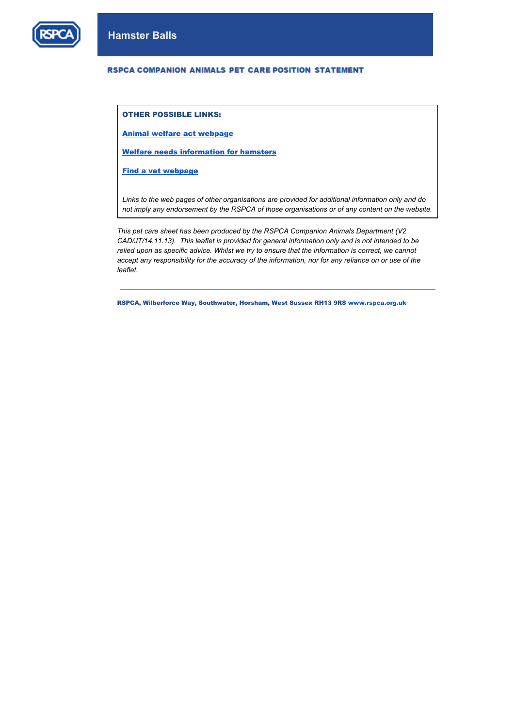**OTHER POSSIBLE LINKS:**

**Animal welfare act webpage**

**Welfare needs information for hamsters**

**Find a vet webpage**

*Links to the web pages of other organisations are provided for additional information only and do not imply any endorsement by the RSPCA of those organisations or of any content on the website.*

*This pet care sheet has been produced by the RSPCA Companion Animals Department (V2 CAD/JT/14.11.13). This leaflet is provided for general information only and is not intended to be relied upon as specific advice. Whilst we try to ensure that the information is correct, we cannot accept any responsibility for the accuracy of the information, nor for any reliance on or use of the leaflet.*

---

**RSPCA, Wilberforce Way, Southwater, Horsham, West Sussex RH13 9RS www.rspca.org.uk**